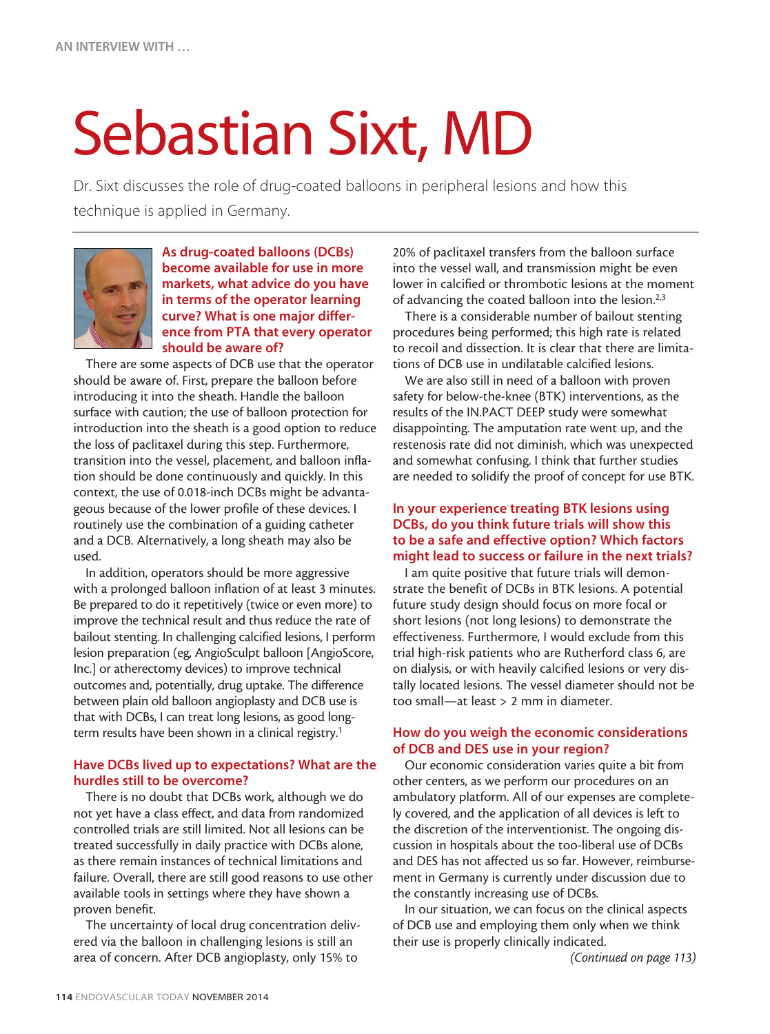AN INTERVIEW WITH ...

# Sebastian Sixt, MD

Dr. Sixt discusses the role of drug-coated balloons in peripheral lesions and how this technique is applied in Germany.

### As drug-coated balloons (DCBs) become available for use in more markets, what advice do you have in terms of the operator learning curve? What is one major difference from PTA that every operator should be aware of?

There are some aspects of DCB use that the operator should be aware of. First, prepare the balloon before introducing it into the sheath. Handle the balloon surface with caution; the use of balloon protection for introduction into the sheath is a good option to reduce the loss of paclitaxel during this step. Furthermore, transition into the vessel, placement, and balloon inflation should be done continuously and quickly. In this context, the use of 0.018-inch DCBs might be advantageous because of the lower profile of these devices. I routinely use the combination of a guiding catheter and a DCB. Alternatively, a long sheath may also be used.

In addition, operators should be more aggressive with a prolonged balloon inflation of at least 3 minutes. Be prepared to do it repetitively (twice or even more) to improve the technical result and thus reduce the rate of bailout stenting. In challenging calcified lesions, I perform lesion preparation (eg, AngioSculpt balloon [AngioScore, Inc.] or atherectomy devices) to improve technical outcomes and, potentially, drug uptake. The difference between plain old balloon angioplasty and DCB use is that with DCBs, I can treat long lesions, as good long-term results have been shown in a clinical registry.[1]

### Have DCBs lived up to expectations? What are the hurdles still to be overcome?

There is no doubt that DCBs work, although we do not yet have a class effect, and data from randomized controlled trials are still limited. Not all lesions can be treated successfully in daily practice with DCBs alone, as there remain instances of technical limitations and failure. Overall, there are still good reasons to use other available tools in settings where they have shown a proven benefit.

The uncertainty of local drug concentration delivered via the balloon in challenging lesions is still an area of concern. After DCB angioplasty, only 15% to 20% of paclitaxel transfers from the balloon surface into the vessel wall, and transmission might be even lower in calcified or thrombotic lesions at the moment of advancing the coated balloon into the lesion.[2,3]

There is a considerable number of bailout stenting procedures being performed; this high rate is related to recoil and dissection. It is clear that there are limitations of DCB use in undilatable calcified lesions.

We are also still in need of a balloon with proven safety for below-the-knee (BTK) interventions, as the results of the IN.PACT DEEP study were somewhat disappointing. The amputation rate went up, and the restenosis rate did not diminish, which was unexpected and somewhat confusing. I think that further studies are needed to solidify the proof of concept for use BTK.

### In your experience treating BTK lesions using DCBs, do you think future trials will show this to be a safe and effective option? Which factors might lead to success or failure in the next trials?

I am quite positive that future trials will demonstrate the benefit of DCBs in BTK lesions. A potential future study design should focus on more focal or short lesions (not long lesions) to demonstrate the effectiveness. Furthermore, I would exclude from this trial high-risk patients who are Rutherford class 6, are on dialysis, or with heavily calcified lesions or very distally located lesions. The vessel diameter should not be too small—at least > 2 mm in diameter.

### How do you weigh the economic considerations of DCB and DES use in your region?

Our economic consideration varies quite a bit from other centers, as we perform our procedures on an ambulatory platform. All of our expenses are completely covered, and the application of all devices is left to the discretion of the interventionist. The ongoing discussion in hospitals about the too-liberal use of DCBs and DES has not affected us so far. However, reimbursement in Germany is currently under discussion due to the constantly increasing use of DCBs.

In our situation, we can focus on the clinical aspects of DCB use and employing them only when we think their use is properly clinically indicated.

*(Continued on page 113)*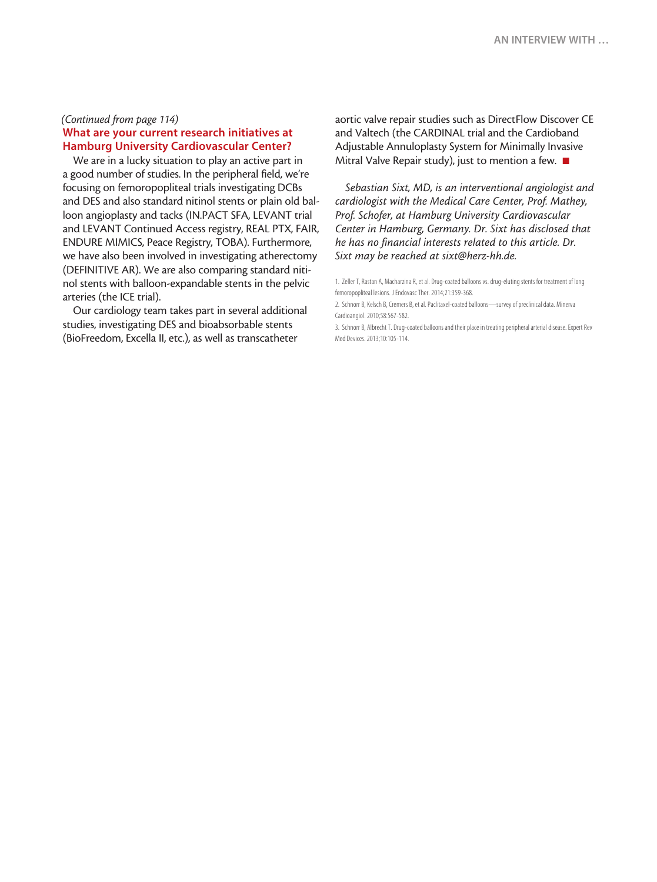*(Continued from page 114)*

## What are your current research initiatives at Hamburg University Cardiovascular Center?

We are in a lucky situation to play an active part in a good number of studies. In the peripheral field, we're focusing on femoropopliteal trials investigating DCBs and DES and also standard nitinol stents or plain old balloon angioplasty and tacks (IN.PACT SFA, LEVANT trial and LEVANT Continued Access registry, REAL PTX, FAIR, ENDURE MIMICS, Peace Registry, TOBA). Furthermore, we have also been involved in investigating atherectomy (DEFINITIVE AR). We are also comparing standard nitinol stents with balloon-expandable stents in the pelvic arteries (the ICE trial).

Our cardiology team takes part in several additional studies, investigating DES and bioabsorbable stents (BioFreedom, Excella II, etc.), as well as transcatheter aortic valve repair studies such as DirectFlow Discover CE and Valtech (the CARDINAL trial and the Cardioband Adjustable Annuloplasty System for Minimally Invasive Mitral Valve Repair study), just to mention a few. ■

*Sebastian Sixt, MD, is an interventional angiologist and cardiologist with the Medical Care Center, Prof. Mathey, Prof. Schofer, at Hamburg University Cardiovascular Center in Hamburg, Germany. Dr. Sixt has disclosed that he has no financial interests related to this article. Dr. Sixt may be reached at sixt@herz-hh.de.*

1. Zeller T, Rastan A, Macharzina R, et al. Drug-coated balloons vs. drug-eluting stents for treatment of long femoropopliteal lesions. J Endovasc Ther. 2014;21:359-368.
2. Schnorr B, Kelsch B, Cremers B, et al. Paclitaxel-coated balloons—survey of preclinical data. Minerva Cardioangiol. 2010;58:567-582.
3. Schnorr B, Albrecht T. Drug-coated balloons and their place in treating peripheral arterial disease. Expert Rev Med Devices. 2013;10:105-114.